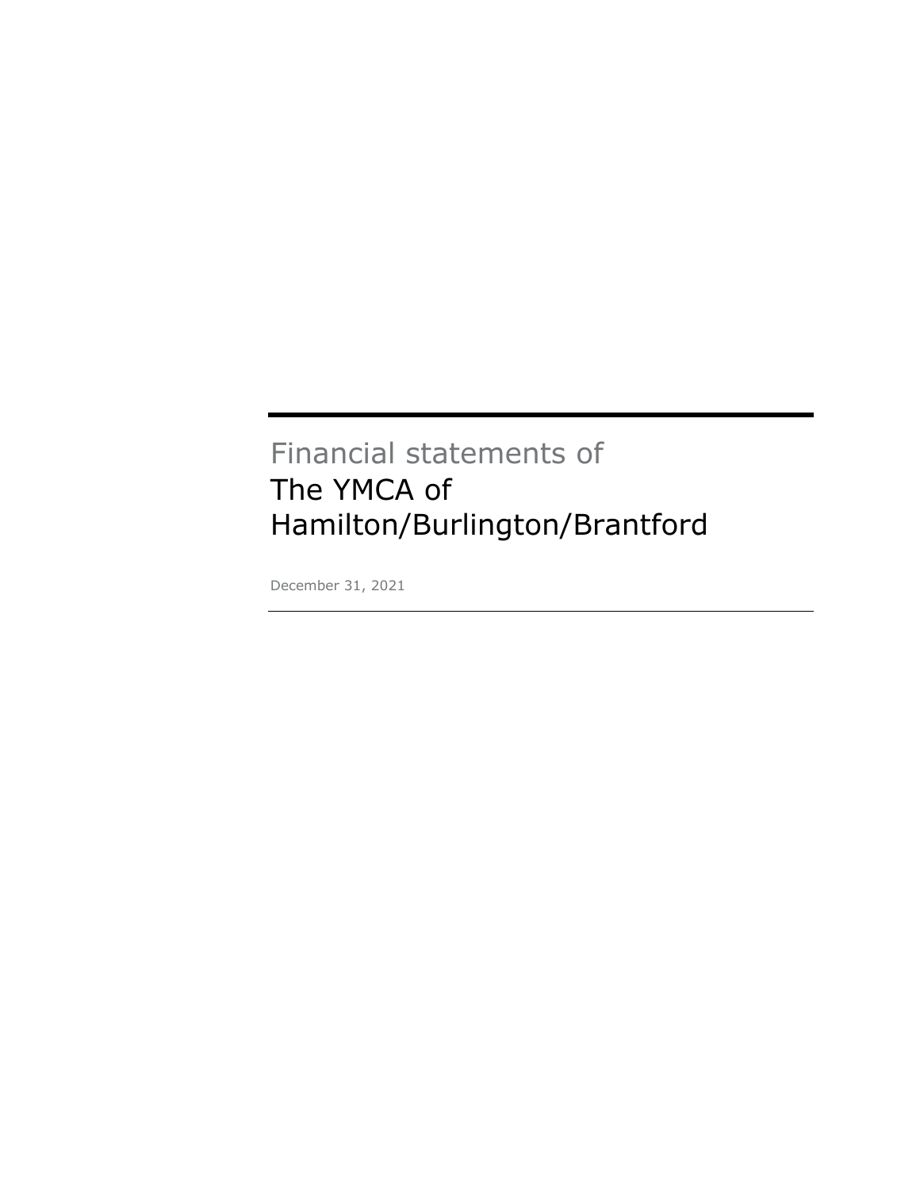Financial statements of

# The YMCA of Hamilton/Burlington/Brantford

December 31, 2021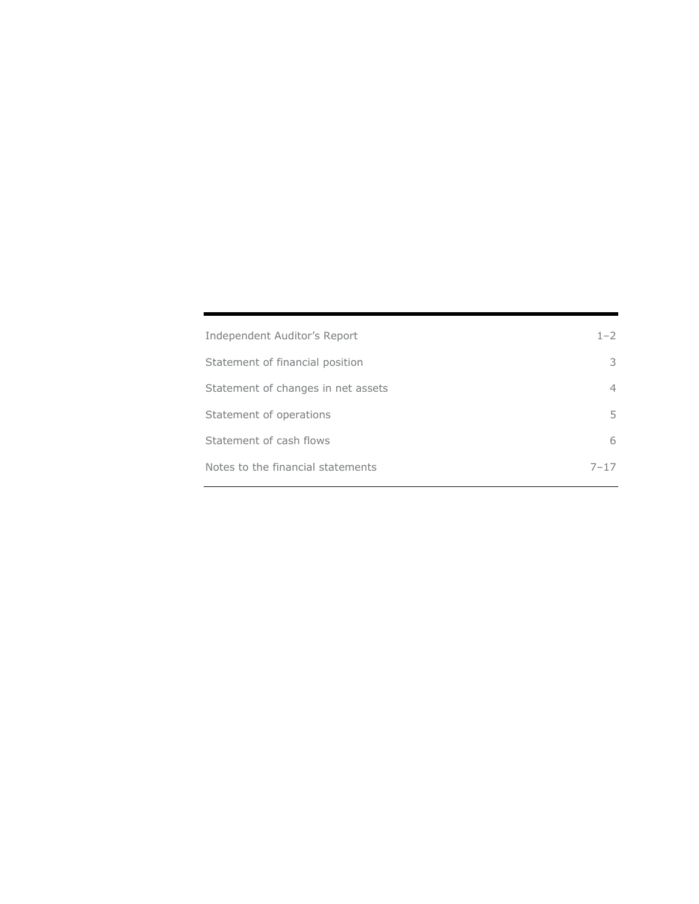| | |
|---|---|
| Independent Auditor’s Report | 1–2 |
| Statement of financial position | 3 |
| Statement of changes in net assets | 4 |
| Statement of operations | 5 |
| Statement of cash flows | 6 |
| Notes to the financial statements | 7–17 |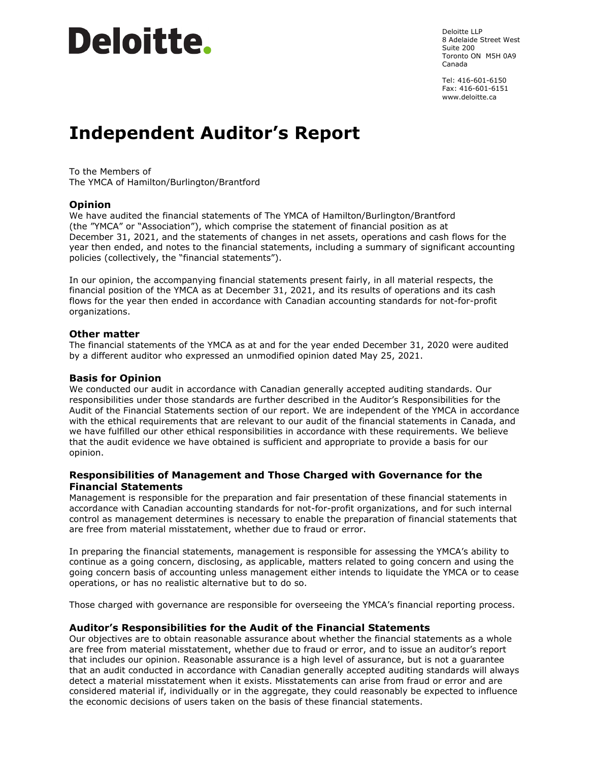Deloitte.

Deloitte LLP
8 Adelaide Street West
Suite 200
Toronto ON M5H 0A9
Canada

Tel: 416-601-6150
Fax: 416-601-6151
www.deloitte.ca

# Independent Auditor's Report

To the Members of
The YMCA of Hamilton/Burlington/Brantford

## Opinion

We have audited the financial statements of The YMCA of Hamilton/Burlington/Brantford (the "YMCA" or "Association"), which comprise the statement of financial position as at December 31, 2021, and the statements of changes in net assets, operations and cash flows for the year then ended, and notes to the financial statements, including a summary of significant accounting policies (collectively, the "financial statements").

In our opinion, the accompanying financial statements present fairly, in all material respects, the financial position of the YMCA as at December 31, 2021, and its results of operations and its cash flows for the year then ended in accordance with Canadian accounting standards for not-for-profit organizations.

## Other matter

The financial statements of the YMCA as at and for the year ended December 31, 2020 were audited by a different auditor who expressed an unmodified opinion dated May 25, 2021.

## Basis for Opinion

We conducted our audit in accordance with Canadian generally accepted auditing standards. Our responsibilities under those standards are further described in the Auditor's Responsibilities for the Audit of the Financial Statements section of our report. We are independent of the YMCA in accordance with the ethical requirements that are relevant to our audit of the financial statements in Canada, and we have fulfilled our other ethical responsibilities in accordance with these requirements. We believe that the audit evidence we have obtained is sufficient and appropriate to provide a basis for our opinion.

## Responsibilities of Management and Those Charged with Governance for the Financial Statements

Management is responsible for the preparation and fair presentation of these financial statements in accordance with Canadian accounting standards for not-for-profit organizations, and for such internal control as management determines is necessary to enable the preparation of financial statements that are free from material misstatement, whether due to fraud or error.

In preparing the financial statements, management is responsible for assessing the YMCA's ability to continue as a going concern, disclosing, as applicable, matters related to going concern and using the going concern basis of accounting unless management either intends to liquidate the YMCA or to cease operations, or has no realistic alternative but to do so.

Those charged with governance are responsible for overseeing the YMCA's financial reporting process.

## Auditor's Responsibilities for the Audit of the Financial Statements

Our objectives are to obtain reasonable assurance about whether the financial statements as a whole are free from material misstatement, whether due to fraud or error, and to issue an auditor's report that includes our opinion. Reasonable assurance is a high level of assurance, but is not a guarantee that an audit conducted in accordance with Canadian generally accepted auditing standards will always detect a material misstatement when it exists. Misstatements can arise from fraud or error and are considered material if, individually or in the aggregate, they could reasonably be expected to influence the economic decisions of users taken on the basis of these financial statements.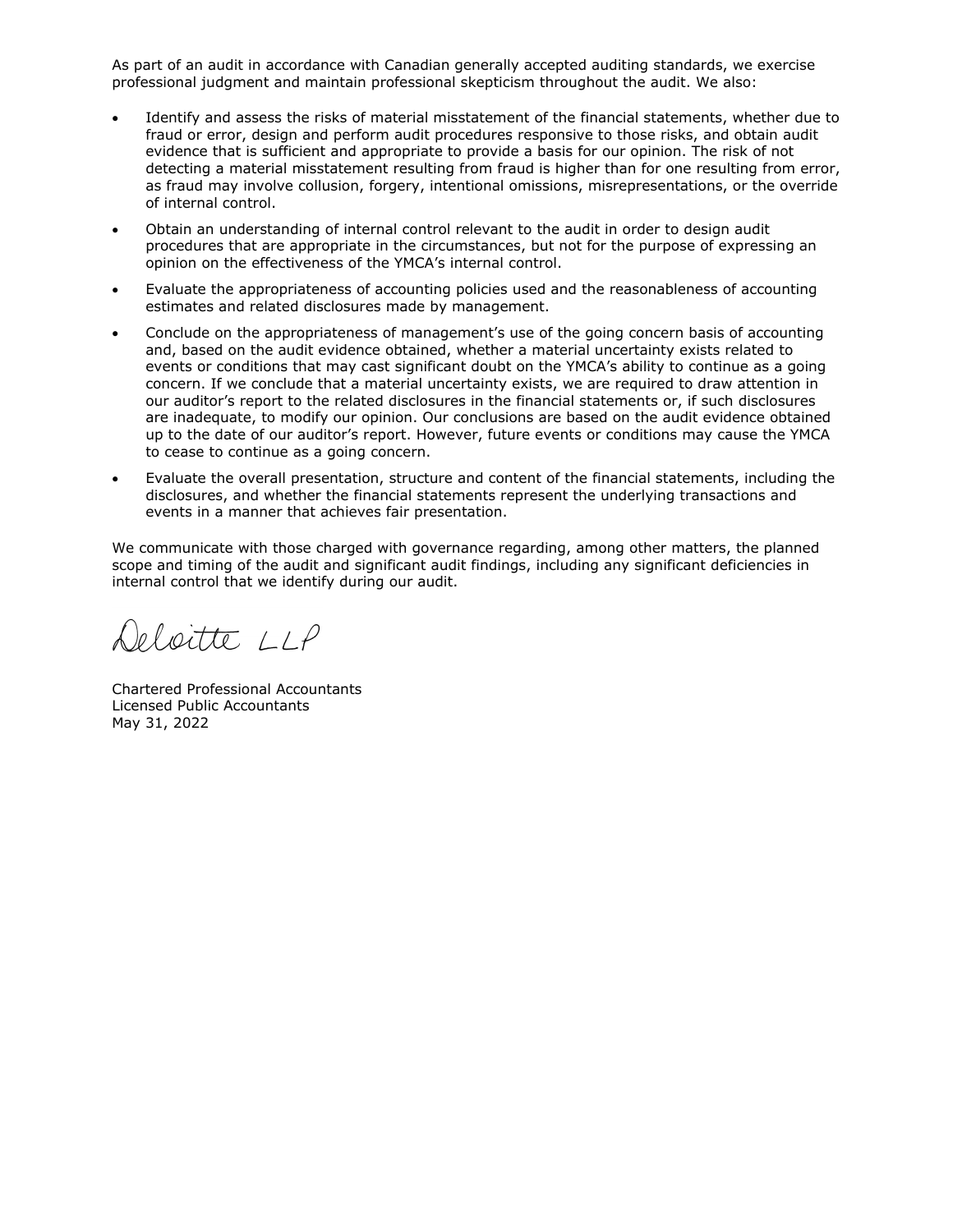As part of an audit in accordance with Canadian generally accepted auditing standards, we exercise professional judgment and maintain professional skepticism throughout the audit. We also:

- Identify and assess the risks of material misstatement of the financial statements, whether due to fraud or error, design and perform audit procedures responsive to those risks, and obtain audit evidence that is sufficient and appropriate to provide a basis for our opinion. The risk of not detecting a material misstatement resulting from fraud is higher than for one resulting from error, as fraud may involve collusion, forgery, intentional omissions, misrepresentations, or the override of internal control.
- Obtain an understanding of internal control relevant to the audit in order to design audit procedures that are appropriate in the circumstances, but not for the purpose of expressing an opinion on the effectiveness of the YMCA's internal control.
- Evaluate the appropriateness of accounting policies used and the reasonableness of accounting estimates and related disclosures made by management.
- Conclude on the appropriateness of management's use of the going concern basis of accounting and, based on the audit evidence obtained, whether a material uncertainty exists related to events or conditions that may cast significant doubt on the YMCA's ability to continue as a going concern. If we conclude that a material uncertainty exists, we are required to draw attention in our auditor's report to the related disclosures in the financial statements or, if such disclosures are inadequate, to modify our opinion. Our conclusions are based on the audit evidence obtained up to the date of our auditor's report. However, future events or conditions may cause the YMCA to cease to continue as a going concern.
- Evaluate the overall presentation, structure and content of the financial statements, including the disclosures, and whether the financial statements represent the underlying transactions and events in a manner that achieves fair presentation.

We communicate with those charged with governance regarding, among other matters, the planned scope and timing of the audit and significant audit findings, including any significant deficiencies in internal control that we identify during our audit.

Deloitte LLP

Chartered Professional Accountants
Licensed Public Accountants
May 31, 2022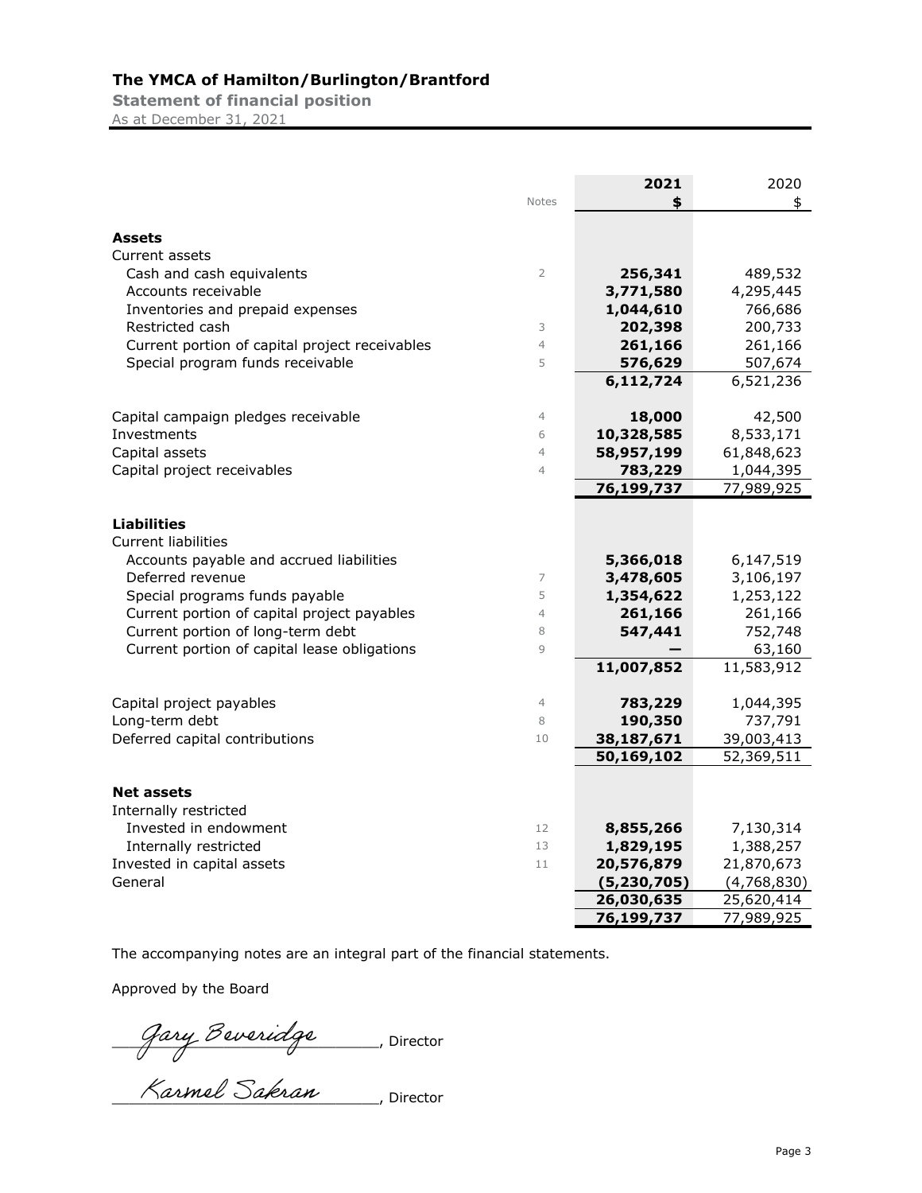## The YMCA of Hamilton/Burlington/Brantford

**Statement of financial position**

As at December 31, 2021

| | Notes | **2021** | 2020 |
|---|---|---|---|
| | | **$** | $ |
| **Assets** | | | |
| Current assets | | | |
| Cash and cash equivalents | 2 | **256,341** | 489,532 |
| Accounts receivable | | **3,771,580** | 4,295,445 |
| Inventories and prepaid expenses | | **1,044,610** | 766,686 |
| Restricted cash | 3 | **202,398** | 200,733 |
| Current portion of capital project receivables | 4 | **261,166** | 261,166 |
| Special program funds receivable | 5 | **576,629** | 507,674 |
| | | **6,112,724** | 6,521,236 |
| Capital campaign pledges receivable | 4 | **18,000** | 42,500 |
| Investments | 6 | **10,328,585** | 8,533,171 |
| Capital assets | 4 | **58,957,199** | 61,848,623 |
| Capital project receivables | 4 | **783,229** | 1,044,395 |
| | | **76,199,737** | 77,989,925 |
| **Liabilities** | | | |
| Current liabilities | | | |
| Accounts payable and accrued liabilities | | **5,366,018** | 6,147,519 |
| Deferred revenue | 7 | **3,478,605** | 3,106,197 |
| Special programs funds payable | 5 | **1,354,622** | 1,253,122 |
| Current portion of capital project payables | 4 | **261,166** | 261,166 |
| Current portion of long-term debt | 8 | **547,441** | 752,748 |
| Current portion of capital lease obligations | 9 | **—** | 63,160 |
| | | **11,007,852** | 11,583,912 |
| Capital project payables | 4 | **783,229** | 1,044,395 |
| Long-term debt | 8 | **190,350** | 737,791 |
| Deferred capital contributions | 10 | **38,187,671** | 39,003,413 |
| | | **50,169,102** | 52,369,511 |
| **Net assets** | | | |
| Internally restricted | | | |
| Invested in endowment | 12 | **8,855,266** | 7,130,314 |
| Internally restricted | 13 | **1,829,195** | 1,388,257 |
| Invested in capital assets | 11 | **20,576,879** | 21,870,673 |
| General | | **(5,230,705)** | (4,768,830) |
| | | **26,030,635** | 25,620,414 |
| | | **76,199,737** | 77,989,925 |

The accompanying notes are an integral part of the financial statements.

Approved by the Board

Gary Beveridge, Director

Karmel Sakran, Director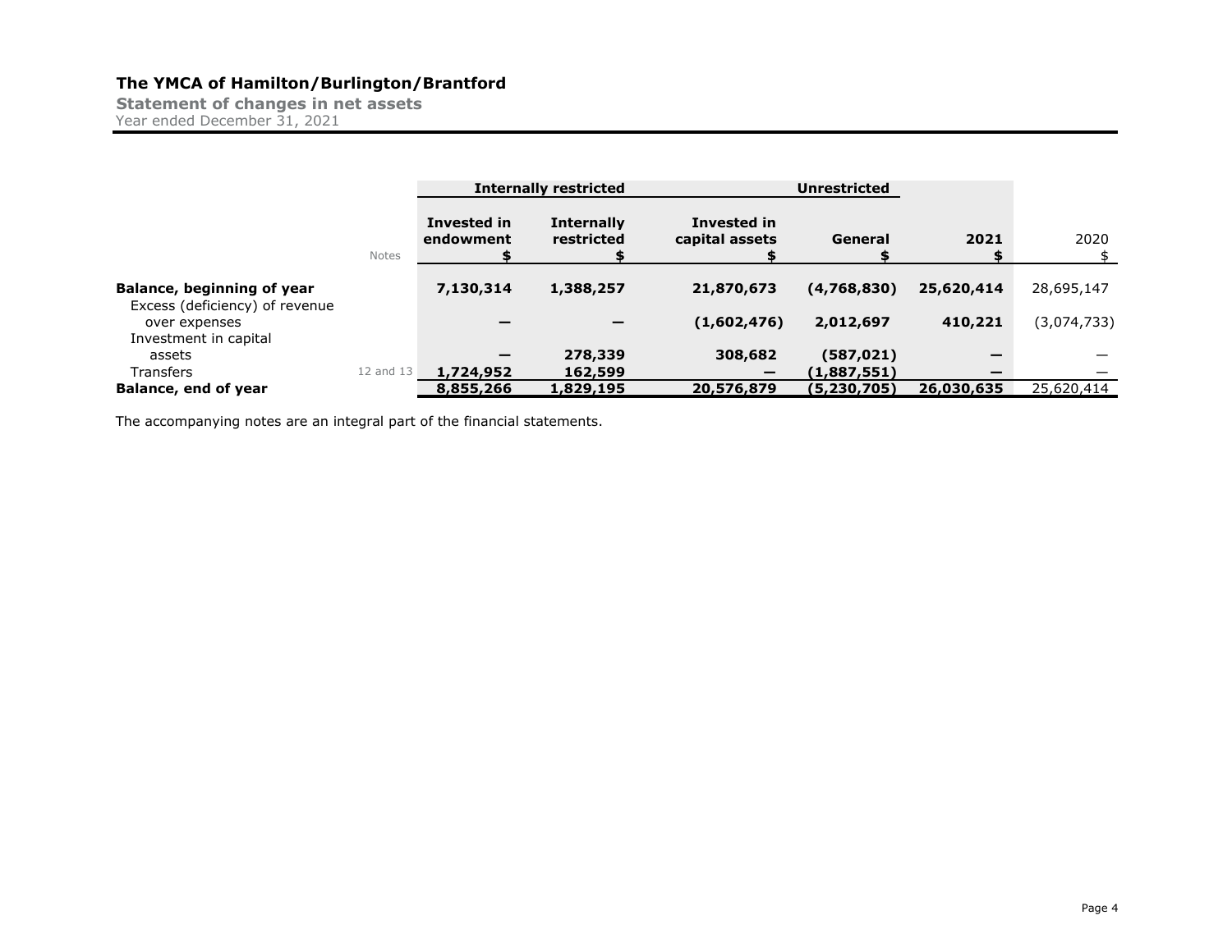# The YMCA of Hamilton/Burlington/Brantford

**Statement of changes in net assets**

Year ended December 31, 2021

| | | Internally restricted | | Unrestricted | | | |
|---|---|---|---|---|---|---|---|
| | Notes | Invested in endowment<br>$ | Internally restricted<br>$ | Invested in capital assets<br>$ | General<br>$ | 2021<br>$ | 2020<br>$ |
| **Balance, beginning of year** | | **7,130,314** | **1,388,257** | **21,870,673** | **(4,768,830)** | **25,620,414** | 28,695,147 |
| Excess (deficiency) of revenue over expenses | | **—** | **—** | **(1,602,476)** | **2,012,697** | **410,221** | (3,074,733) |
| Investment in capital assets | | **—** | **278,339** | **308,682** | **(587,021)** | **—** | — |
| Transfers | 12 and 13 | **1,724,952** | **162,599** | **—** | **(1,887,551)** | **—** | — |
| **Balance, end of year** | | **8,855,266** | **1,829,195** | **20,576,879** | **(5,230,705)** | **26,030,635** | 25,620,414 |

The accompanying notes are an integral part of the financial statements.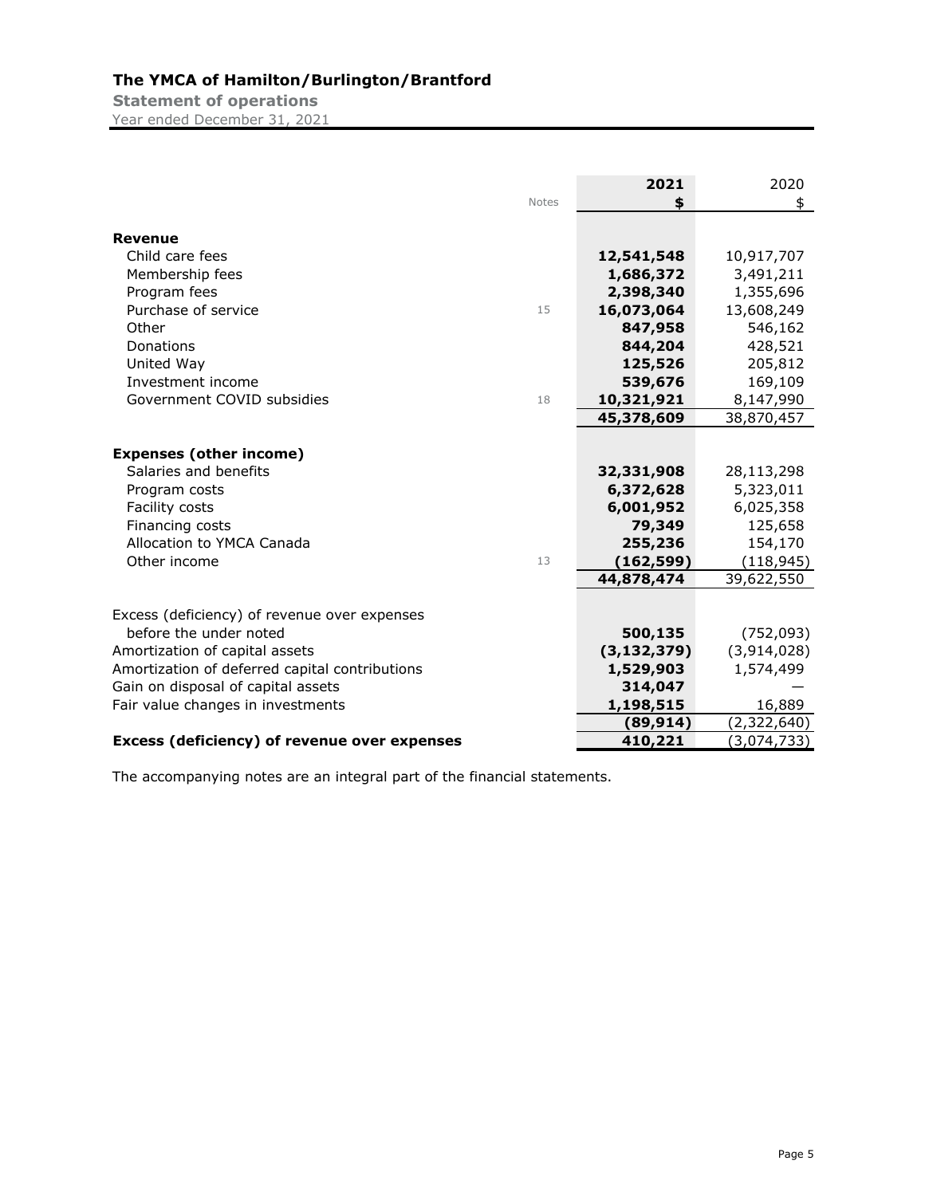# The YMCA of Hamilton/Burlington/Brantford

**Statement of operations**

Year ended December 31, 2021

| | Notes | 2021 $ | 2020 $ |
|---|---|---|---|
| **Revenue** | | | |
| Child care fees | | **12,541,548** | 10,917,707 |
| Membership fees | | **1,686,372** | 3,491,211 |
| Program fees | | **2,398,340** | 1,355,696 |
| Purchase of service | 15 | **16,073,064** | 13,608,249 |
| Other | | **847,958** | 546,162 |
| Donations | | **844,204** | 428,521 |
| United Way | | **125,526** | 205,812 |
| Investment income | | **539,676** | 169,109 |
| Government COVID subsidies | 18 | **10,321,921** | 8,147,990 |
| | | **45,378,609** | 38,870,457 |
| **Expenses (other income)** | | | |
| Salaries and benefits | | **32,331,908** | 28,113,298 |
| Program costs | | **6,372,628** | 5,323,011 |
| Facility costs | | **6,001,952** | 6,025,358 |
| Financing costs | | **79,349** | 125,658 |
| Allocation to YMCA Canada | | **255,236** | 154,170 |
| Other income | 13 | **(162,599)** | (118,945) |
| | | **44,878,474** | 39,622,550 |
| Excess (deficiency) of revenue over expenses before the under noted | | **500,135** | (752,093) |
| Amortization of capital assets | | **(3,132,379)** | (3,914,028) |
| Amortization of deferred capital contributions | | **1,529,903** | 1,574,499 |
| Gain on disposal of capital assets | | **314,047** | — |
| Fair value changes in investments | | **1,198,515** | 16,889 |
| | | **(89,914)** | (2,322,640) |
| **Excess (deficiency) of revenue over expenses** | | **410,221** | (3,074,733) |

The accompanying notes are an integral part of the financial statements.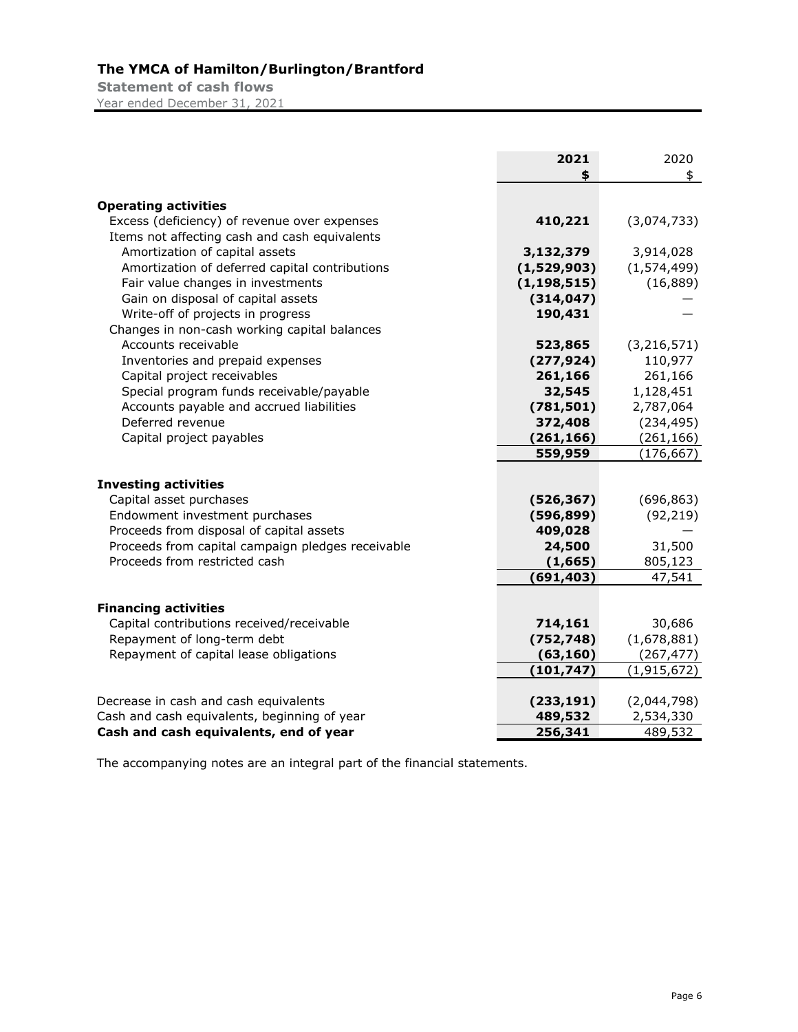# The YMCA of Hamilton/Burlington/Brantford

**Statement of cash flows**

Year ended December 31, 2021

| | **2021** | 2020 |
|---|---|---|
| | **$** | $ |
| **Operating activities** | | |
| Excess (deficiency) of revenue over expenses | **410,221** | (3,074,733) |
| Items not affecting cash and cash equivalents | | |
| Amortization of capital assets | **3,132,379** | 3,914,028 |
| Amortization of deferred capital contributions | **(1,529,903)** | (1,574,499) |
| Fair value changes in investments | **(1,198,515)** | (16,889) |
| Gain on disposal of capital assets | **(314,047)** | — |
| Write-off of projects in progress | **190,431** | — |
| Changes in non-cash working capital balances | | |
| Accounts receivable | **523,865** | (3,216,571) |
| Inventories and prepaid expenses | **(277,924)** | 110,977 |
| Capital project receivables | **261,166** | 261,166 |
| Special program funds receivable/payable | **32,545** | 1,128,451 |
| Accounts payable and accrued liabilities | **(781,501)** | 2,787,064 |
| Deferred revenue | **372,408** | (234,495) |
| Capital project payables | **(261,166)** | (261,166) |
| | **559,959** | (176,667) |
| **Investing activities** | | |
| Capital asset purchases | **(526,367)** | (696,863) |
| Endowment investment purchases | **(596,899)** | (92,219) |
| Proceeds from disposal of capital assets | **409,028** | — |
| Proceeds from capital campaign pledges receivable | **24,500** | 31,500 |
| Proceeds from restricted cash | **(1,665)** | 805,123 |
| | **(691,403)** | 47,541 |
| **Financing activities** | | |
| Capital contributions received/receivable | **714,161** | 30,686 |
| Repayment of long-term debt | **(752,748)** | (1,678,881) |
| Repayment of capital lease obligations | **(63,160)** | (267,477) |
| | **(101,747)** | (1,915,672) |
| Decrease in cash and cash equivalents | **(233,191)** | (2,044,798) |
| Cash and cash equivalents, beginning of year | **489,532** | 2,534,330 |
| **Cash and cash equivalents, end of year** | **256,341** | 489,532 |

The accompanying notes are an integral part of the financial statements.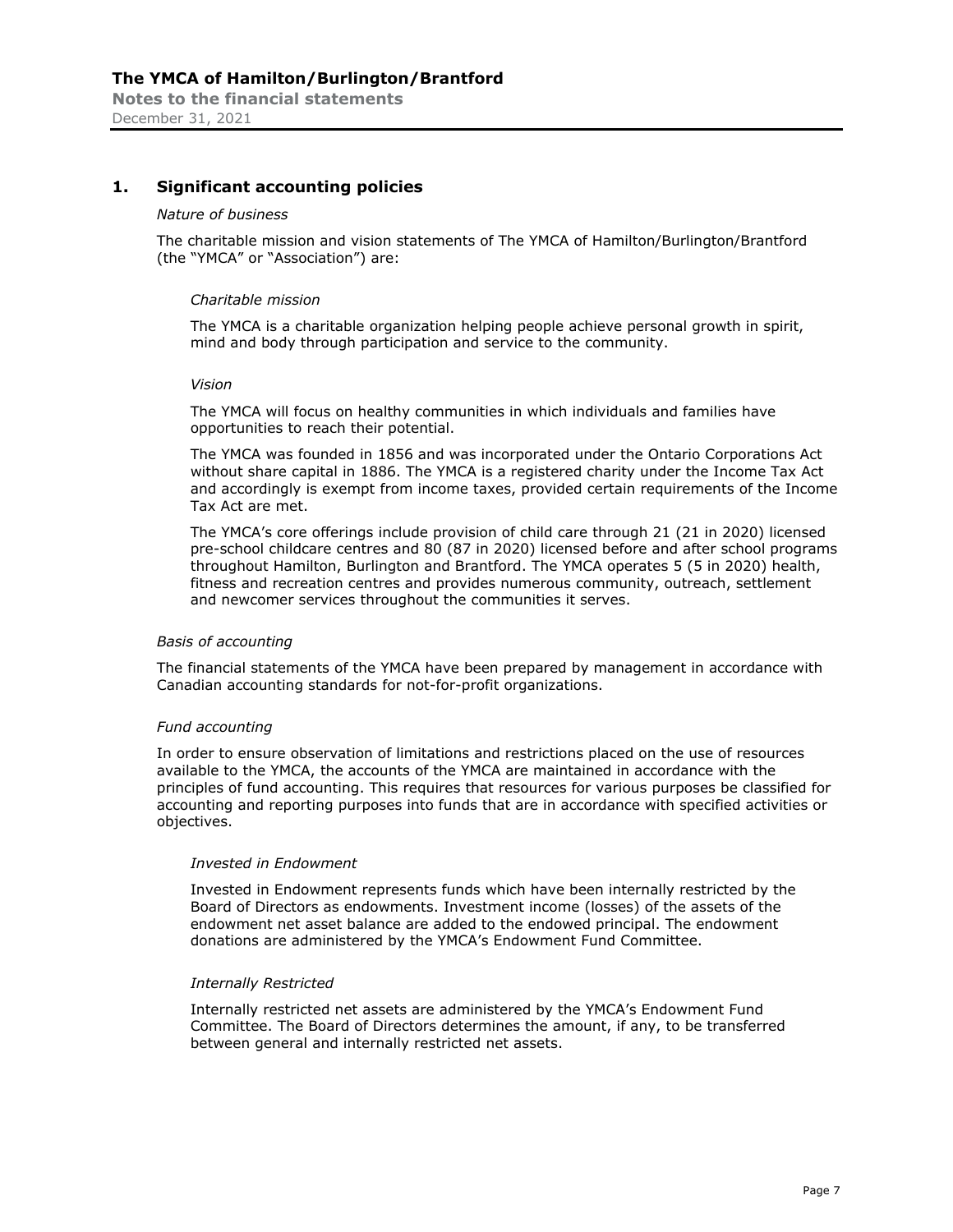## 1. Significant accounting policies

*Nature of business*

The charitable mission and vision statements of The YMCA of Hamilton/Burlington/Brantford (the "YMCA" or "Association") are:

*Charitable mission*

The YMCA is a charitable organization helping people achieve personal growth in spirit, mind and body through participation and service to the community.

*Vision*

The YMCA will focus on healthy communities in which individuals and families have opportunities to reach their potential.

The YMCA was founded in 1856 and was incorporated under the Ontario Corporations Act without share capital in 1886. The YMCA is a registered charity under the Income Tax Act and accordingly is exempt from income taxes, provided certain requirements of the Income Tax Act are met.

The YMCA's core offerings include provision of child care through 21 (21 in 2020) licensed pre-school childcare centres and 80 (87 in 2020) licensed before and after school programs throughout Hamilton, Burlington and Brantford. The YMCA operates 5 (5 in 2020) health, fitness and recreation centres and provides numerous community, outreach, settlement and newcomer services throughout the communities it serves.

*Basis of accounting*

The financial statements of the YMCA have been prepared by management in accordance with Canadian accounting standards for not-for-profit organizations.

*Fund accounting*

In order to ensure observation of limitations and restrictions placed on the use of resources available to the YMCA, the accounts of the YMCA are maintained in accordance with the principles of fund accounting. This requires that resources for various purposes be classified for accounting and reporting purposes into funds that are in accordance with specified activities or objectives.

*Invested in Endowment*

Invested in Endowment represents funds which have been internally restricted by the Board of Directors as endowments. Investment income (losses) of the assets of the endowment net asset balance are added to the endowed principal. The endowment donations are administered by the YMCA's Endowment Fund Committee.

*Internally Restricted*

Internally restricted net assets are administered by the YMCA's Endowment Fund Committee. The Board of Directors determines the amount, if any, to be transferred between general and internally restricted net assets.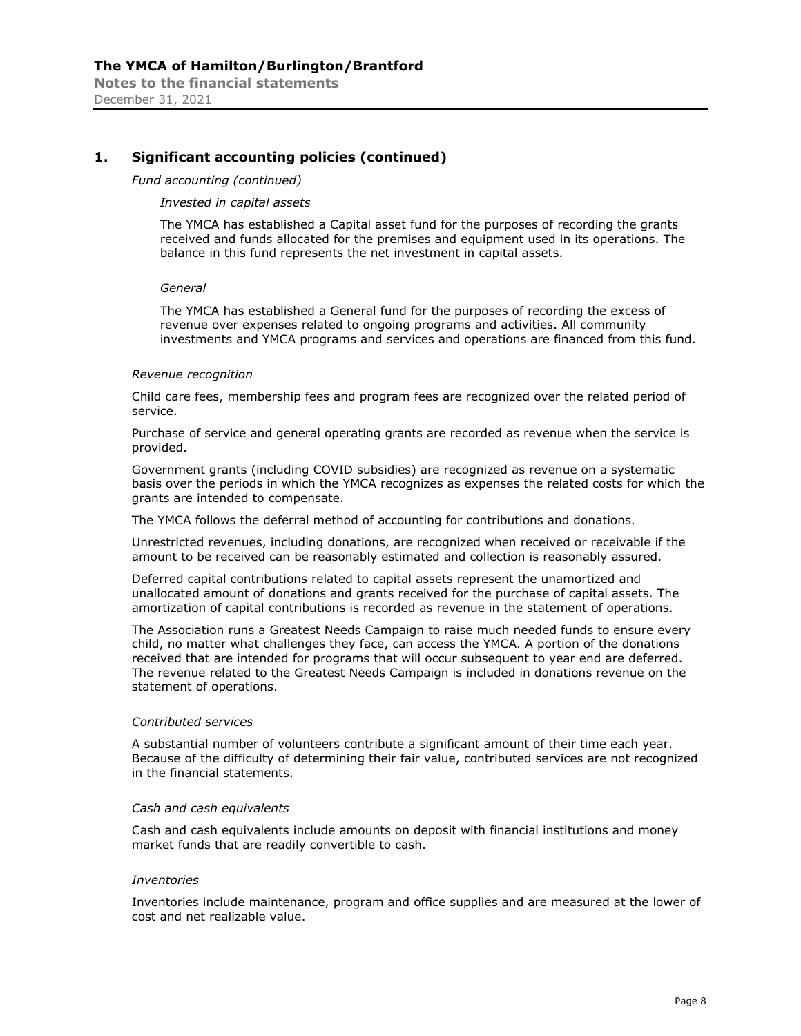## 1. Significant accounting policies (continued)

*Fund accounting (continued)*

*Invested in capital assets*

The YMCA has established a Capital asset fund for the purposes of recording the grants received and funds allocated for the premises and equipment used in its operations. The balance in this fund represents the net investment in capital assets.

*General*

The YMCA has established a General fund for the purposes of recording the excess of revenue over expenses related to ongoing programs and activities. All community investments and YMCA programs and services and operations are financed from this fund.

*Revenue recognition*

Child care fees, membership fees and program fees are recognized over the related period of service.

Purchase of service and general operating grants are recorded as revenue when the service is provided.

Government grants (including COVID subsidies) are recognized as revenue on a systematic basis over the periods in which the YMCA recognizes as expenses the related costs for which the grants are intended to compensate.

The YMCA follows the deferral method of accounting for contributions and donations.

Unrestricted revenues, including donations, are recognized when received or receivable if the amount to be received can be reasonably estimated and collection is reasonably assured.

Deferred capital contributions related to capital assets represent the unamortized and unallocated amount of donations and grants received for the purchase of capital assets. The amortization of capital contributions is recorded as revenue in the statement of operations.

The Association runs a Greatest Needs Campaign to raise much needed funds to ensure every child, no matter what challenges they face, can access the YMCA. A portion of the donations received that are intended for programs that will occur subsequent to year end are deferred. The revenue related to the Greatest Needs Campaign is included in donations revenue on the statement of operations.

*Contributed services*

A substantial number of volunteers contribute a significant amount of their time each year. Because of the difficulty of determining their fair value, contributed services are not recognized in the financial statements.

*Cash and cash equivalents*

Cash and cash equivalents include amounts on deposit with financial institutions and money market funds that are readily convertible to cash.

*Inventories*

Inventories include maintenance, program and office supplies and are measured at the lower of cost and net realizable value.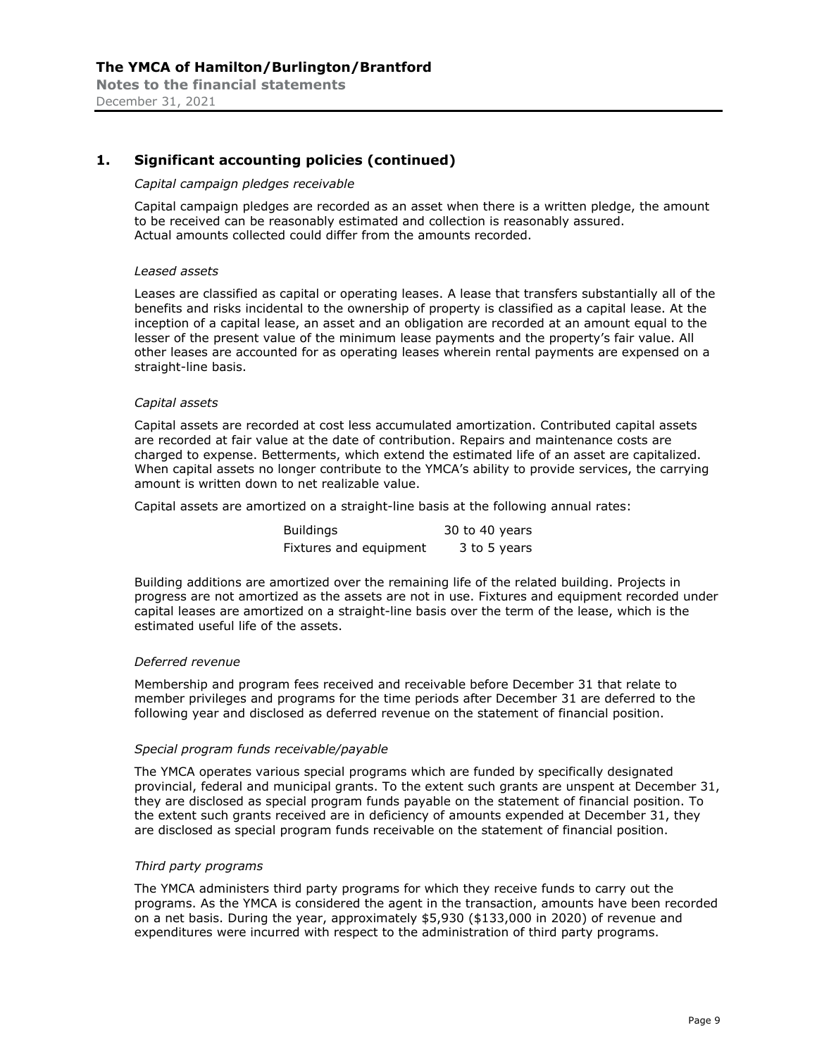## 1. Significant accounting policies (continued)

*Capital campaign pledges receivable*

Capital campaign pledges are recorded as an asset when there is a written pledge, the amount to be received can be reasonably estimated and collection is reasonably assured. Actual amounts collected could differ from the amounts recorded.

*Leased assets*

Leases are classified as capital or operating leases. A lease that transfers substantially all of the benefits and risks incidental to the ownership of property is classified as a capital lease. At the inception of a capital lease, an asset and an obligation are recorded at an amount equal to the lesser of the present value of the minimum lease payments and the property's fair value. All other leases are accounted for as operating leases wherein rental payments are expensed on a straight-line basis.

*Capital assets*

Capital assets are recorded at cost less accumulated amortization. Contributed capital assets are recorded at fair value at the date of contribution. Repairs and maintenance costs are charged to expense. Betterments, which extend the estimated life of an asset are capitalized. When capital assets no longer contribute to the YMCA's ability to provide services, the carrying amount is written down to net realizable value.

Capital assets are amortized on a straight-line basis at the following annual rates:

| | |
|---|---|
| Buildings | 30 to 40 years |
| Fixtures and equipment | 3 to 5 years |

Building additions are amortized over the remaining life of the related building. Projects in progress are not amortized as the assets are not in use. Fixtures and equipment recorded under capital leases are amortized on a straight-line basis over the term of the lease, which is the estimated useful life of the assets.

*Deferred revenue*

Membership and program fees received and receivable before December 31 that relate to member privileges and programs for the time periods after December 31 are deferred to the following year and disclosed as deferred revenue on the statement of financial position.

*Special program funds receivable/payable*

The YMCA operates various special programs which are funded by specifically designated provincial, federal and municipal grants. To the extent such grants are unspent at December 31, they are disclosed as special program funds payable on the statement of financial position. To the extent such grants received are in deficiency of amounts expended at December 31, they are disclosed as special program funds receivable on the statement of financial position.

*Third party programs*

The YMCA administers third party programs for which they receive funds to carry out the programs. As the YMCA is considered the agent in the transaction, amounts have been recorded on a net basis. During the year, approximately $5,930 ($133,000 in 2020) of revenue and expenditures were incurred with respect to the administration of third party programs.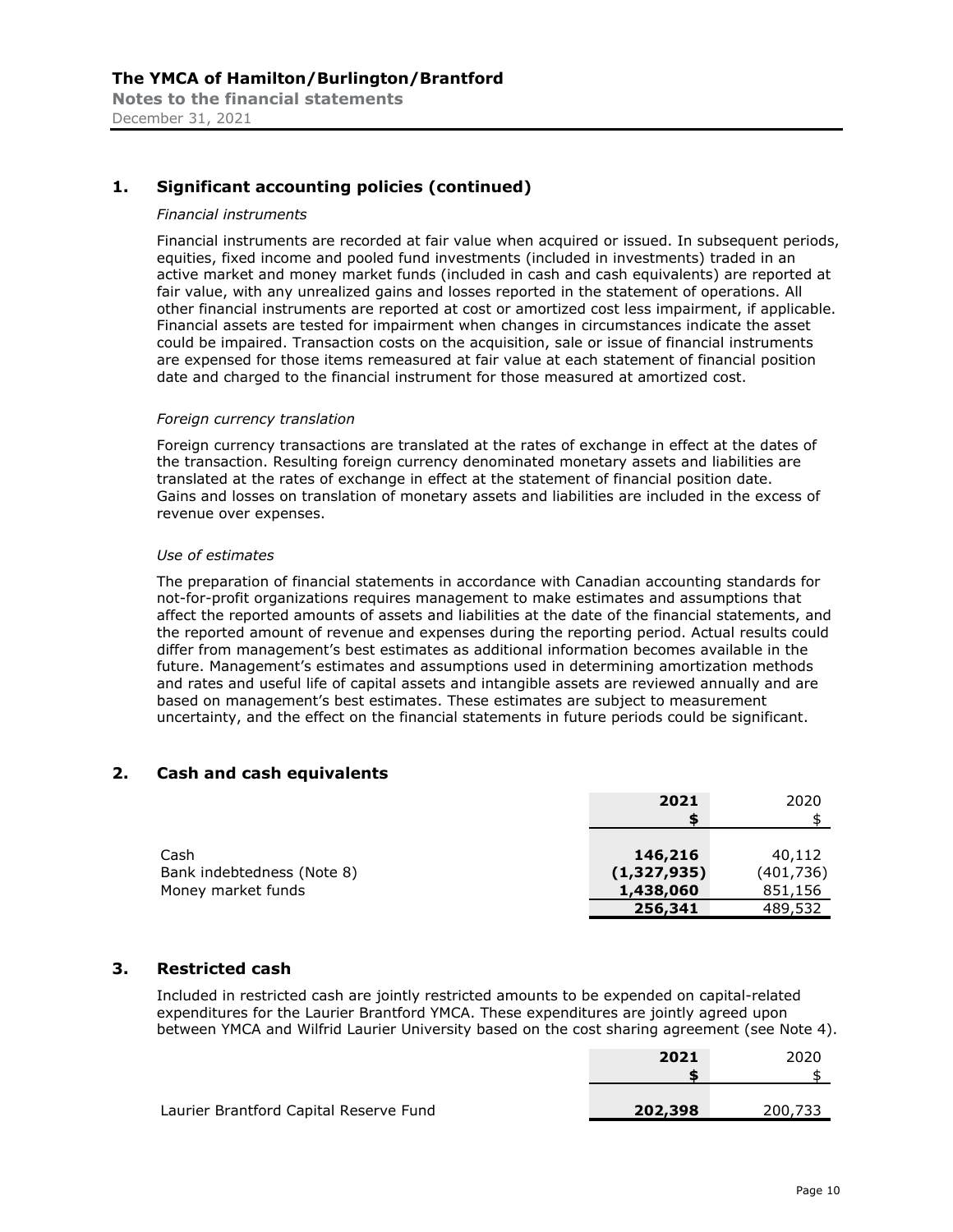## 1. Significant accounting policies (continued)

*Financial instruments*

Financial instruments are recorded at fair value when acquired or issued. In subsequent periods, equities, fixed income and pooled fund investments (included in investments) traded in an active market and money market funds (included in cash and cash equivalents) are reported at fair value, with any unrealized gains and losses reported in the statement of operations. All other financial instruments are reported at cost or amortized cost less impairment, if applicable. Financial assets are tested for impairment when changes in circumstances indicate the asset could be impaired. Transaction costs on the acquisition, sale or issue of financial instruments are expensed for those items remeasured at fair value at each statement of financial position date and charged to the financial instrument for those measured at amortized cost.

*Foreign currency translation*

Foreign currency transactions are translated at the rates of exchange in effect at the dates of the transaction. Resulting foreign currency denominated monetary assets and liabilities are translated at the rates of exchange in effect at the statement of financial position date. Gains and losses on translation of monetary assets and liabilities are included in the excess of revenue over expenses.

*Use of estimates*

The preparation of financial statements in accordance with Canadian accounting standards for not-for-profit organizations requires management to make estimates and assumptions that affect the reported amounts of assets and liabilities at the date of the financial statements, and the reported amount of revenue and expenses during the reporting period. Actual results could differ from management's best estimates as additional information becomes available in the future. Management's estimates and assumptions used in determining amortization methods and rates and useful life of capital assets and intangible assets are reviewed annually and are based on management's best estimates. These estimates are subject to measurement uncertainty, and the effect on the financial statements in future periods could be significant.

## 2. Cash and cash equivalents

| | **2021** | 2020 |
|---|---|---|
| | **$** | $ |
| Cash | **146,216** | 40,112 |
| Bank indebtedness (Note 8) | **(1,327,935)** | (401,736) |
| Money market funds | **1,438,060** | 851,156 |
| | **256,341** | 489,532 |

## 3. Restricted cash

Included in restricted cash are jointly restricted amounts to be expended on capital-related expenditures for the Laurier Brantford YMCA. These expenditures are jointly agreed upon between YMCA and Wilfrid Laurier University based on the cost sharing agreement (see Note 4).

| | **2021** | 2020 |
|---|---|---|
| | **$** | $ |
| Laurier Brantford Capital Reserve Fund | **202,398** | 200,733 |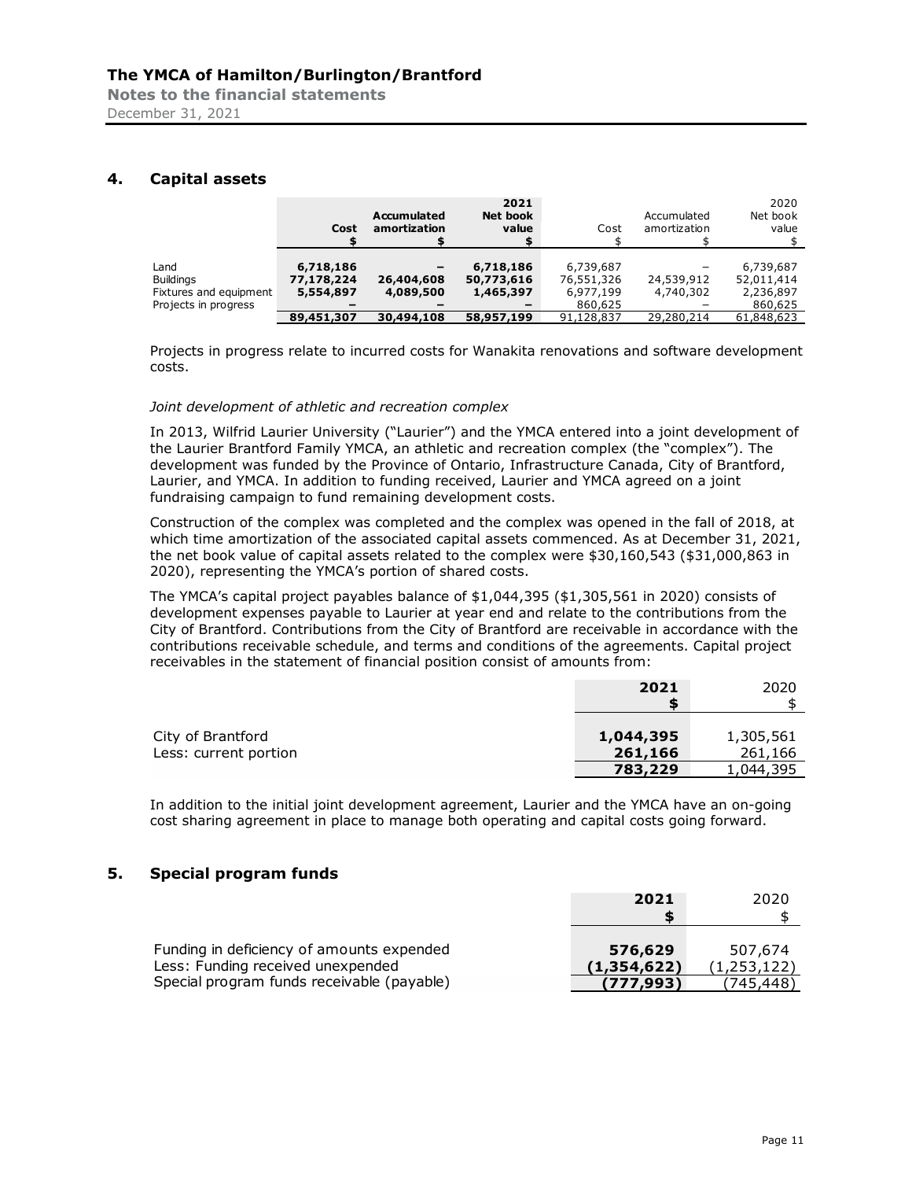## 4. Capital assets

| | Cost | Accumulated amortization | 2021 Net book value | Cost | Accumulated amortization | 2020 Net book value |
|---|---|---|---|---|---|---|
| | **$** | **$** | **$** | $ | $ | $ |
| Land | **6,718,186** | **–** | **6,718,186** | 6,739,687 | – | 6,739,687 |
| Buildings | **77,178,224** | **26,404,608** | **50,773,616** | 76,551,326 | 24,539,912 | 52,011,414 |
| Fixtures and equipment | **5,554,897** | **4,089,500** | **1,465,397** | 6,977,199 | 4,740,302 | 2,236,897 |
| Projects in progress | **–** | **–** | **–** | 860,625 | – | 860,625 |
| | **89,451,307** | **30,494,108** | **58,957,199** | 91,128,837 | 29,280,214 | 61,848,623 |

Projects in progress relate to incurred costs for Wanakita renovations and software development costs.

*Joint development of athletic and recreation complex*

In 2013, Wilfrid Laurier University ("Laurier") and the YMCA entered into a joint development of the Laurier Brantford Family YMCA, an athletic and recreation complex (the "complex"). The development was funded by the Province of Ontario, Infrastructure Canada, City of Brantford, Laurier, and YMCA. In addition to funding received, Laurier and YMCA agreed on a joint fundraising campaign to fund remaining development costs.

Construction of the complex was completed and the complex was opened in the fall of 2018, at which time amortization of the associated capital assets commenced. As at December 31, 2021, the net book value of capital assets related to the complex were $30,160,543 ($31,000,863 in 2020), representing the YMCA's portion of shared costs.

The YMCA's capital project payables balance of $1,044,395 ($1,305,561 in 2020) consists of development expenses payable to Laurier at year end and relate to the contributions from the City of Brantford. Contributions from the City of Brantford are receivable in accordance with the contributions receivable schedule, and terms and conditions of the agreements. Capital project receivables in the statement of financial position consist of amounts from:

| | 2021 | 2020 |
|---|---|---|
| | **$** | $ |
| City of Brantford | **1,044,395** | 1,305,561 |
| Less: current portion | **261,166** | 261,166 |
| | **783,229** | 1,044,395 |

In addition to the initial joint development agreement, Laurier and the YMCA have an on-going cost sharing agreement in place to manage both operating and capital costs going forward.

## 5. Special program funds

| | 2021 | 2020 |
|---|---|---|
| | **$** | $ |
| Funding in deficiency of amounts expended | **576,629** | 507,674 |
| Less: Funding received unexpended | **(1,354,622)** | (1,253,122) |
| Special program funds receivable (payable) | **(777,993)** | (745,448) |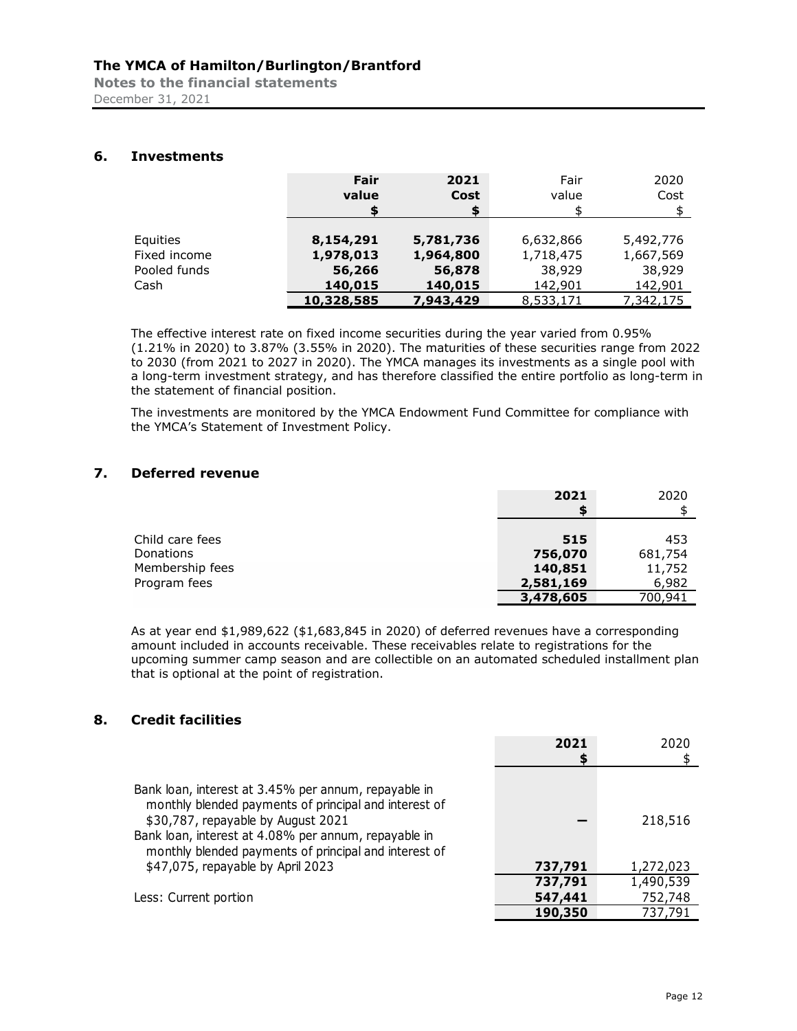## 6. Investments

| | Fair value | 2021 Cost | Fair value | 2020 Cost |
|---|---|---|---|---|
| | **$** | **$** | $ | $ |
| Equities | **8,154,291** | **5,781,736** | 6,632,866 | 5,492,776 |
| Fixed income | **1,978,013** | **1,964,800** | 1,718,475 | 1,667,569 |
| Pooled funds | **56,266** | **56,878** | 38,929 | 38,929 |
| Cash | **140,015** | **140,015** | 142,901 | 142,901 |
| | **10,328,585** | **7,943,429** | 8,533,171 | 7,342,175 |

The effective interest rate on fixed income securities during the year varied from 0.95% (1.21% in 2020) to 3.87% (3.55% in 2020). The maturities of these securities range from 2022 to 2030 (from 2021 to 2027 in 2020). The YMCA manages its investments as a single pool with a long-term investment strategy, and has therefore classified the entire portfolio as long-term in the statement of financial position.

The investments are monitored by the YMCA Endowment Fund Committee for compliance with the YMCA's Statement of Investment Policy.

## 7. Deferred revenue

| | 2021 | 2020 |
|---|---|---|
| | **$** | $ |
| Child care fees | **515** | 453 |
| Donations | **756,070** | 681,754 |
| Membership fees | **140,851** | 11,752 |
| Program fees | **2,581,169** | 6,982 |
| | **3,478,605** | 700,941 |

As at year end $1,989,622 ($1,683,845 in 2020) of deferred revenues have a corresponding amount included in accounts receivable. These receivables relate to registrations for the upcoming summer camp season and are collectible on an automated scheduled installment plan that is optional at the point of registration.

## 8. Credit facilities

| | 2021 | 2020 |
|---|---|---|
| | **$** | $ |
| Bank loan, interest at 3.45% per annum, repayable in monthly blended payments of principal and interest of $30,787, repayable by August 2021 | **–** | 218,516 |
| Bank loan, interest at 4.08% per annum, repayable in monthly blended payments of principal and interest of $47,075, repayable by April 2023 | **737,791** | 1,272,023 |
| | **737,791** | 1,490,539 |
| Less: Current portion | **547,441** | 752,748 |
| | **190,350** | 737,791 |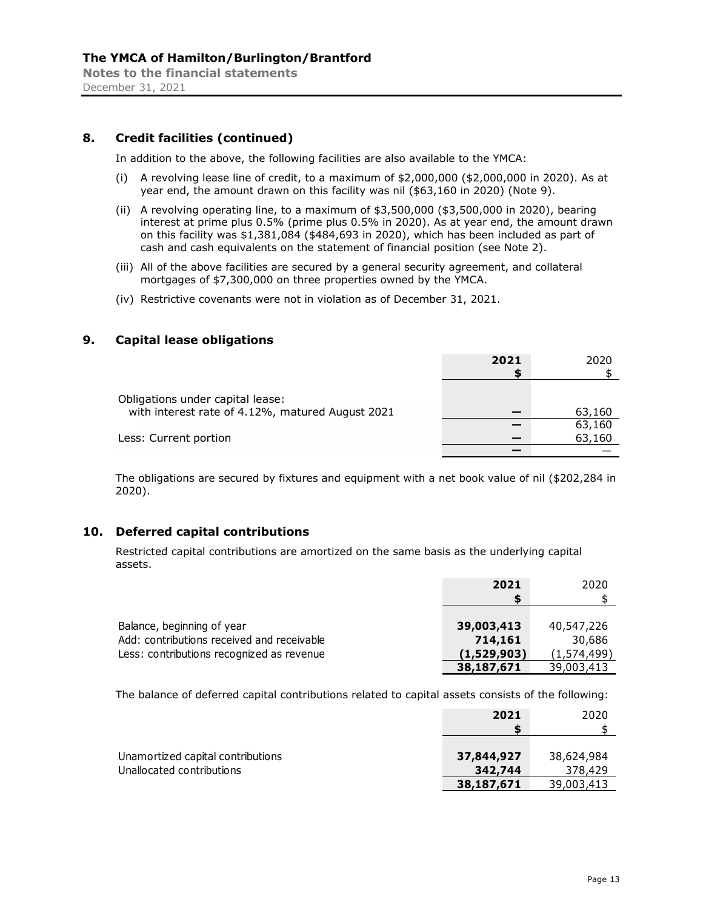## 8. Credit facilities (continued)

In addition to the above, the following facilities are also available to the YMCA:

(i) A revolving lease line of credit, to a maximum of $2,000,000 ($2,000,000 in 2020). As at year end, the amount drawn on this facility was nil ($63,160 in 2020) (Note 9).

(ii) A revolving operating line, to a maximum of $3,500,000 ($3,500,000 in 2020), bearing interest at prime plus 0.5% (prime plus 0.5% in 2020). As at year end, the amount drawn on this facility was $1,381,084 ($484,693 in 2020), which has been included as part of cash and cash equivalents on the statement of financial position (see Note 2).

(iii) All of the above facilities are secured by a general security agreement, and collateral mortgages of $7,300,000 on three properties owned by the YMCA.

(iv) Restrictive covenants were not in violation as of December 31, 2021.

## 9. Capital lease obligations

| | **2021** **$** | 2020 $ |
|---|---|---|
| Obligations under capital lease: | | |
| with interest rate of 4.12%, matured August 2021 | **—** | 63,160 |
| | **—** | 63,160 |
| Less: Current portion | **—** | 63,160 |
| | **—** | — |

The obligations are secured by fixtures and equipment with a net book value of nil ($202,284 in 2020).

## 10. Deferred capital contributions

Restricted capital contributions are amortized on the same basis as the underlying capital assets.

| | **2021** **$** | 2020 $ |
|---|---|---|
| Balance, beginning of year | **39,003,413** | 40,547,226 |
| Add: contributions received and receivable | **714,161** | 30,686 |
| Less: contributions recognized as revenue | **(1,529,903)** | (1,574,499) |
| | **38,187,671** | 39,003,413 |

The balance of deferred capital contributions related to capital assets consists of the following:

| | **2021** **$** | 2020 $ |
|---|---|---|
| Unamortized capital contributions | **37,844,927** | 38,624,984 |
| Unallocated contributions | **342,744** | 378,429 |
| | **38,187,671** | 39,003,413 |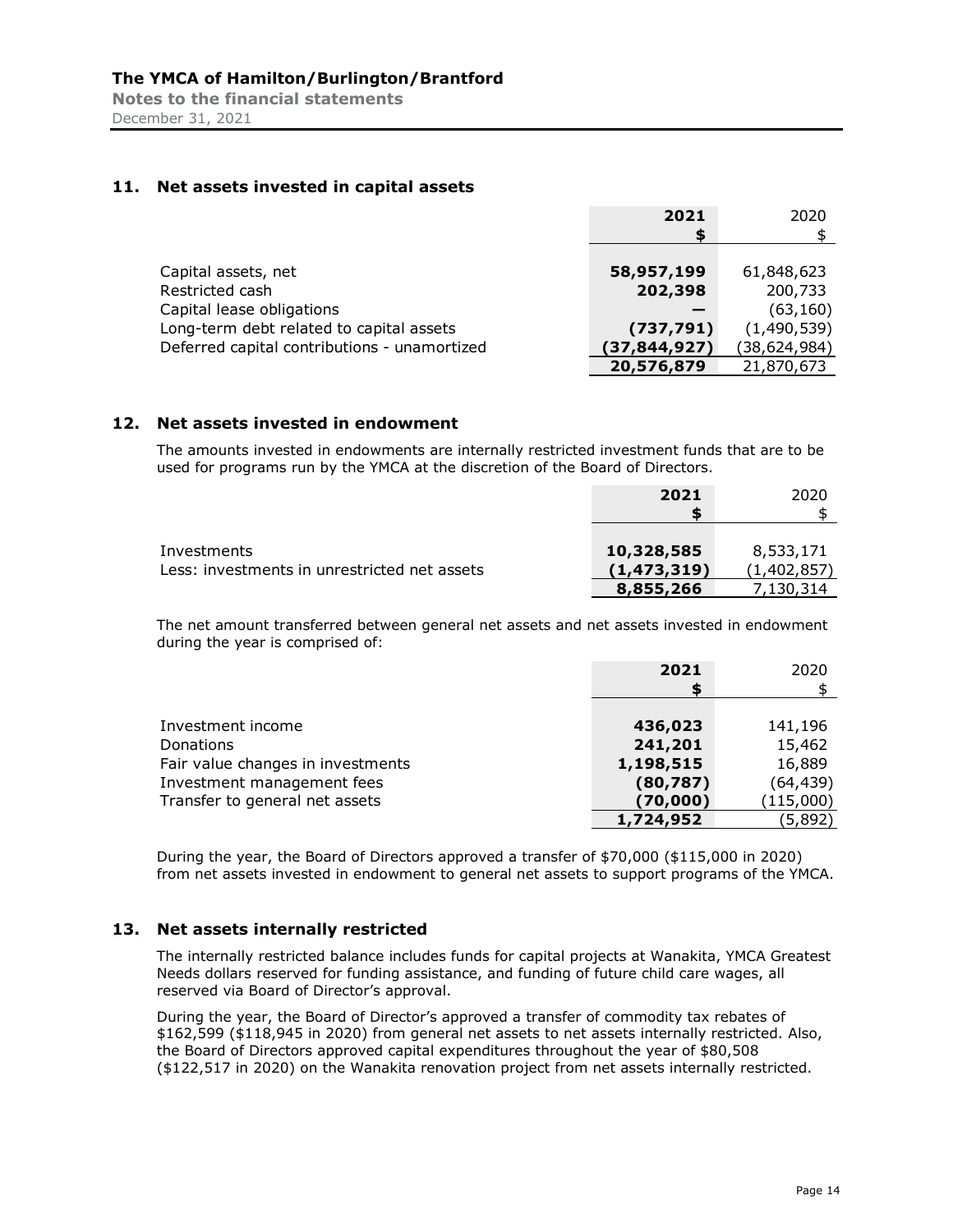## 11. Net assets invested in capital assets

| | **2021** | 2020 |
|---|---|---|
| | **$** | $ |
| Capital assets, net | **58,957,199** | 61,848,623 |
| Restricted cash | **202,398** | 200,733 |
| Capital lease obligations | **—** | (63,160) |
| Long-term debt related to capital assets | **(737,791)** | (1,490,539) |
| Deferred capital contributions - unamortized | **(37,844,927)** | (38,624,984) |
| | **20,576,879** | 21,870,673 |

## 12. Net assets invested in endowment

The amounts invested in endowments are internally restricted investment funds that are to be used for programs run by the YMCA at the discretion of the Board of Directors.

| | **2021** | 2020 |
|---|---|---|
| | **$** | $ |
| Investments | **10,328,585** | 8,533,171 |
| Less: investments in unrestricted net assets | **(1,473,319)** | (1,402,857) |
| | **8,855,266** | 7,130,314 |

The net amount transferred between general net assets and net assets invested in endowment during the year is comprised of:

| | **2021** | 2020 |
|---|---|---|
| | **$** | $ |
| Investment income | **436,023** | 141,196 |
| Donations | **241,201** | 15,462 |
| Fair value changes in investments | **1,198,515** | 16,889 |
| Investment management fees | **(80,787)** | (64,439) |
| Transfer to general net assets | **(70,000)** | (115,000) |
| | **1,724,952** | (5,892) |

During the year, the Board of Directors approved a transfer of $70,000 ($115,000 in 2020) from net assets invested in endowment to general net assets to support programs of the YMCA.

## 13. Net assets internally restricted

The internally restricted balance includes funds for capital projects at Wanakita, YMCA Greatest Needs dollars reserved for funding assistance, and funding of future child care wages, all reserved via Board of Director's approval.

During the year, the Board of Director's approved a transfer of commodity tax rebates of $162,599 ($118,945 in 2020) from general net assets to net assets internally restricted. Also, the Board of Directors approved capital expenditures throughout the year of $80,508 ($122,517 in 2020) on the Wanakita renovation project from net assets internally restricted.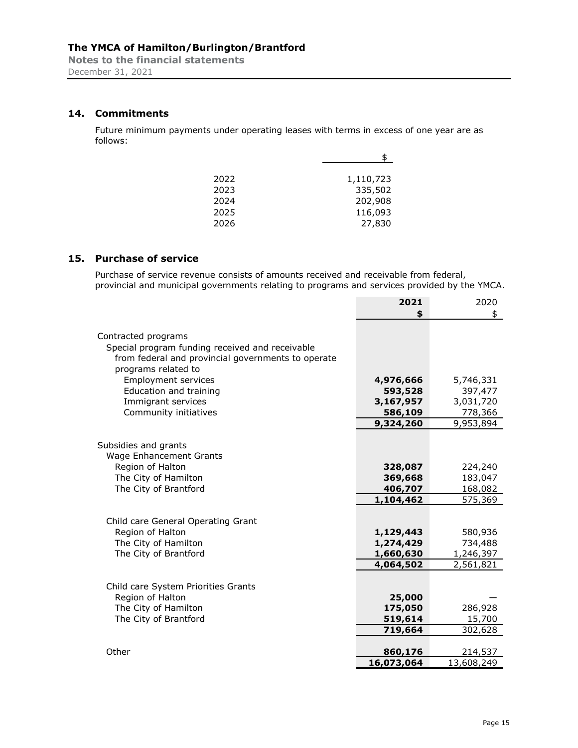The YMCA of Hamilton/Burlington/Brantford
Notes to the financial statements
December 31, 2021

## 14. Commitments

Future minimum payments under operating leases with terms in excess of one year are as follows:

| | $ |
|---|---|
| 2022 | 1,110,723 |
| 2023 | 335,502 |
| 2024 | 202,908 |
| 2025 | 116,093 |
| 2026 | 27,830 |

## 15. Purchase of service

Purchase of service revenue consists of amounts received and receivable from federal, provincial and municipal governments relating to programs and services provided by the YMCA.

| | **2021** | 2020 |
|---|---|---|
| | **$** | $ |
| Contracted programs | | |
| Special program funding received and receivable from federal and provincial governments to operate programs related to | | |
| Employment services | **4,976,666** | 5,746,331 |
| Education and training | **593,528** | 397,477 |
| Immigrant services | **3,167,957** | 3,031,720 |
| Community initiatives | **586,109** | 778,366 |
| | **9,324,260** | 9,953,894 |
| Subsidies and grants | | |
| Wage Enhancement Grants | | |
| Region of Halton | **328,087** | 224,240 |
| The City of Hamilton | **369,668** | 183,047 |
| The City of Brantford | **406,707** | 168,082 |
| | **1,104,462** | 575,369 |
| Child care General Operating Grant | | |
| Region of Halton | **1,129,443** | 580,936 |
| The City of Hamilton | **1,274,429** | 734,488 |
| The City of Brantford | **1,660,630** | 1,246,397 |
| | **4,064,502** | 2,561,821 |
| Child care System Priorities Grants | | |
| Region of Halton | **25,000** | — |
| The City of Hamilton | **175,050** | 286,928 |
| The City of Brantford | **519,614** | 15,700 |
| | **719,664** | 302,628 |
| Other | **860,176** | 214,537 |
| | **16,073,064** | 13,608,249 |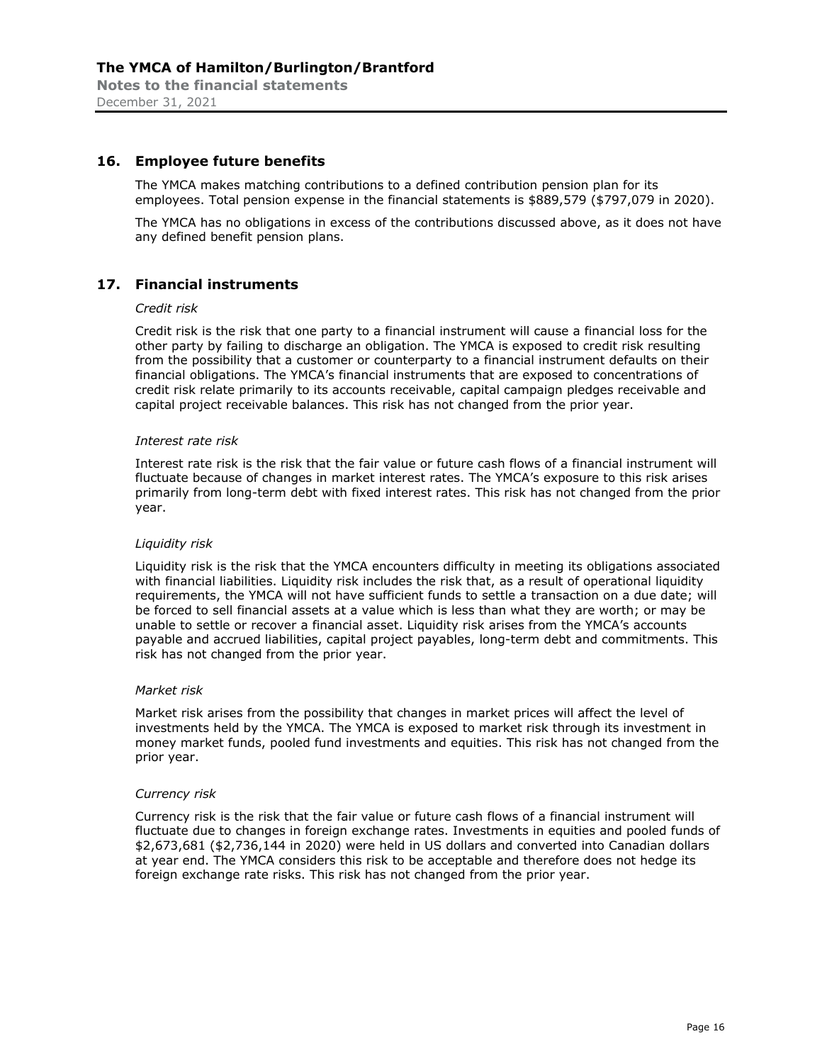## 16. Employee future benefits

The YMCA makes matching contributions to a defined contribution pension plan for its employees. Total pension expense in the financial statements is $889,579 ($797,079 in 2020).

The YMCA has no obligations in excess of the contributions discussed above, as it does not have any defined benefit pension plans.

## 17. Financial instruments

*Credit risk*

Credit risk is the risk that one party to a financial instrument will cause a financial loss for the other party by failing to discharge an obligation. The YMCA is exposed to credit risk resulting from the possibility that a customer or counterparty to a financial instrument defaults on their financial obligations. The YMCA's financial instruments that are exposed to concentrations of credit risk relate primarily to its accounts receivable, capital campaign pledges receivable and capital project receivable balances. This risk has not changed from the prior year.

*Interest rate risk*

Interest rate risk is the risk that the fair value or future cash flows of a financial instrument will fluctuate because of changes in market interest rates. The YMCA's exposure to this risk arises primarily from long-term debt with fixed interest rates. This risk has not changed from the prior year.

*Liquidity risk*

Liquidity risk is the risk that the YMCA encounters difficulty in meeting its obligations associated with financial liabilities. Liquidity risk includes the risk that, as a result of operational liquidity requirements, the YMCA will not have sufficient funds to settle a transaction on a due date; will be forced to sell financial assets at a value which is less than what they are worth; or may be unable to settle or recover a financial asset. Liquidity risk arises from the YMCA's accounts payable and accrued liabilities, capital project payables, long-term debt and commitments. This risk has not changed from the prior year.

*Market risk*

Market risk arises from the possibility that changes in market prices will affect the level of investments held by the YMCA. The YMCA is exposed to market risk through its investment in money market funds, pooled fund investments and equities. This risk has not changed from the prior year.

*Currency risk*

Currency risk is the risk that the fair value or future cash flows of a financial instrument will fluctuate due to changes in foreign exchange rates. Investments in equities and pooled funds of $2,673,681 ($2,736,144 in 2020) were held in US dollars and converted into Canadian dollars at year end. The YMCA considers this risk to be acceptable and therefore does not hedge its foreign exchange rate risks. This risk has not changed from the prior year.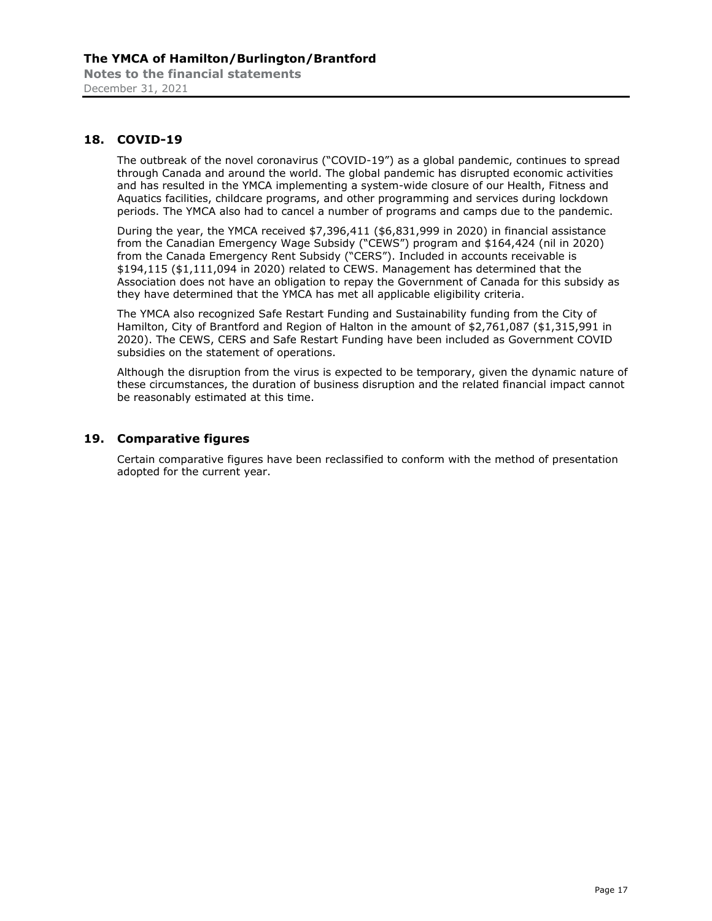## 18. COVID-19

The outbreak of the novel coronavirus ("COVID-19") as a global pandemic, continues to spread through Canada and around the world. The global pandemic has disrupted economic activities and has resulted in the YMCA implementing a system-wide closure of our Health, Fitness and Aquatics facilities, childcare programs, and other programming and services during lockdown periods. The YMCA also had to cancel a number of programs and camps due to the pandemic.

During the year, the YMCA received $7,396,411 ($6,831,999 in 2020) in financial assistance from the Canadian Emergency Wage Subsidy ("CEWS") program and $164,424 (nil in 2020) from the Canada Emergency Rent Subsidy ("CERS"). Included in accounts receivable is $194,115 ($1,111,094 in 2020) related to CEWS. Management has determined that the Association does not have an obligation to repay the Government of Canada for this subsidy as they have determined that the YMCA has met all applicable eligibility criteria.

The YMCA also recognized Safe Restart Funding and Sustainability funding from the City of Hamilton, City of Brantford and Region of Halton in the amount of $2,761,087 ($1,315,991 in 2020). The CEWS, CERS and Safe Restart Funding have been included as Government COVID subsidies on the statement of operations.

Although the disruption from the virus is expected to be temporary, given the dynamic nature of these circumstances, the duration of business disruption and the related financial impact cannot be reasonably estimated at this time.

## 19. Comparative figures

Certain comparative figures have been reclassified to conform with the method of presentation adopted for the current year.